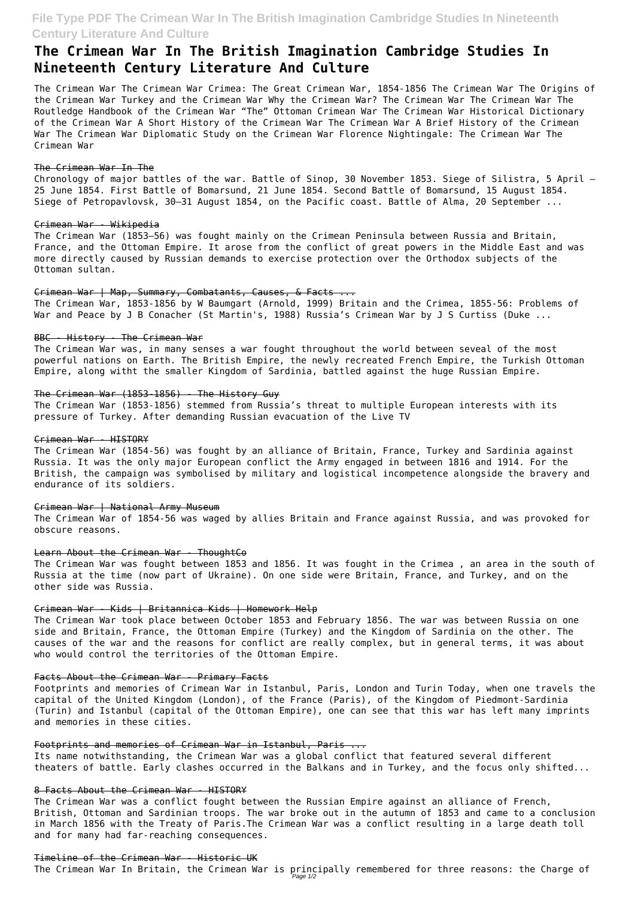# The Crimean War In The British Imagination Cambridge Studies In Nineteenth Century Literature And Culture

The Crimean War The Crimean War Crimea: The Great Crimean War, 1854-1856 The Crimean War The Origins of the Crimean War Turkey and the Crimean War Why the Crimean War? The Crimean War The Crimean War The Routledge Handbook of the Crimean War "The" Ottoman Crimean War The Crimean War Historical Dictionary of the Crimean War A Short History of the Crimean War The Crimean War A Brief History of the Crimean War The Crimean War Diplomatic Study on the Crimean War Florence Nightingale: The Crimean War The Crimean War

## The Crimean War In The

Chronology of major battles of the war. Battle of Sinop, 30 November 1853. Siege of Silistra, 5 April – 25 June 1854. First Battle of Bomarsund, 21 June 1854. Second Battle of Bomarsund, 15 August 1854. Siege of Petropavlovsk, 30–31 August 1854, on the Pacific coast. Battle of Alma, 20 September ...

## Crimean War - Wikipedia

The Crimean War (1853–56) was fought mainly on the Crimean Peninsula between Russia and Britain, France, and the Ottoman Empire. It arose from the conflict of great powers in the Middle East and was more directly caused by Russian demands to exercise protection over the Orthodox subjects of the Ottoman sultan.

## Crimean War | Map, Summary, Combatants, Causes, & Facts ...

The Crimean War, 1853-1856 by W Baumgart (Arnold, 1999) Britain and the Crimea, 1855-56: Problems of War and Peace by J B Conacher (St Martin's, 1988) Russia's Crimean War by J S Curtiss (Duke ...

## BBC - History - The Crimean War

The Crimean War was, in many senses a war fought throughout the world between seveal of the most powerful nations on Earth. The British Empire, the newly recreated French Empire, the Turkish Ottoman Empire, along witht the smaller Kingdom of Sardinia, battled against the huge Russian Empire.

## The Crimean War (1853-1856) - The History Guy

The Crimean War (1853-1856) stemmed from Russia's threat to multiple European interests with its pressure of Turkey. After demanding Russian evacuation of the Live TV

## Crimean War - HISTORY

The Crimean War (1854-56) was fought by an alliance of Britain, France, Turkey and Sardinia against Russia. It was the only major European conflict the Army engaged in between 1816 and 1914. For the British, the campaign was symbolised by military and logistical incompetence alongside the bravery and endurance of its soldiers.

## Crimean War | National Army Museum

The Crimean War of 1854-56 was waged by allies Britain and France against Russia, and was provoked for obscure reasons.

## Learn About the Crimean War - ThoughtCo

The Crimean War was fought between 1853 and 1856. It was fought in the Crimea , an area in the south of Russia at the time (now part of Ukraine). On one side were Britain, France, and Turkey, and on the other side was Russia.

## Crimean War - Kids | Britannica Kids | Homework Help

The Crimean War took place between October 1853 and February 1856. The war was between Russia on one side and Britain, France, the Ottoman Empire (Turkey) and the Kingdom of Sardinia on the other. The causes of the war and the reasons for conflict are really complex, but in general terms, it was about who would control the territories of the Ottoman Empire.

## Facts About the Crimean War - Primary Facts

Footprints and memories of Crimean War in Istanbul, Paris, London and Turin Today, when one travels the capital of the United Kingdom (London), of the France (Paris), of the Kingdom of Piedmont-Sardinia (Turin) and Istanbul (capital of the Ottoman Empire), one can see that this war has left many imprints and memories in these cities.

## Footprints and memories of Crimean War in Istanbul, Paris ...

Its name notwithstanding, the Crimean War was a global conflict that featured several different theaters of battle. Early clashes occurred in the Balkans and in Turkey, and the focus only shifted...

## 8 Facts About the Crimean War - HISTORY

The Crimean War was a conflict fought between the Russian Empire against an alliance of French, British, Ottoman and Sardinian troops. The war broke out in the autumn of 1853 and came to a conclusion in March 1856 with the Treaty of Paris.The Crimean War was a conflict resulting in a large death toll and for many had far-reaching consequences.

## Timeline of the Crimean War - Historic UK

The Crimean War In Britain, the Crimean War is principally remembered for three reasons: the Charge of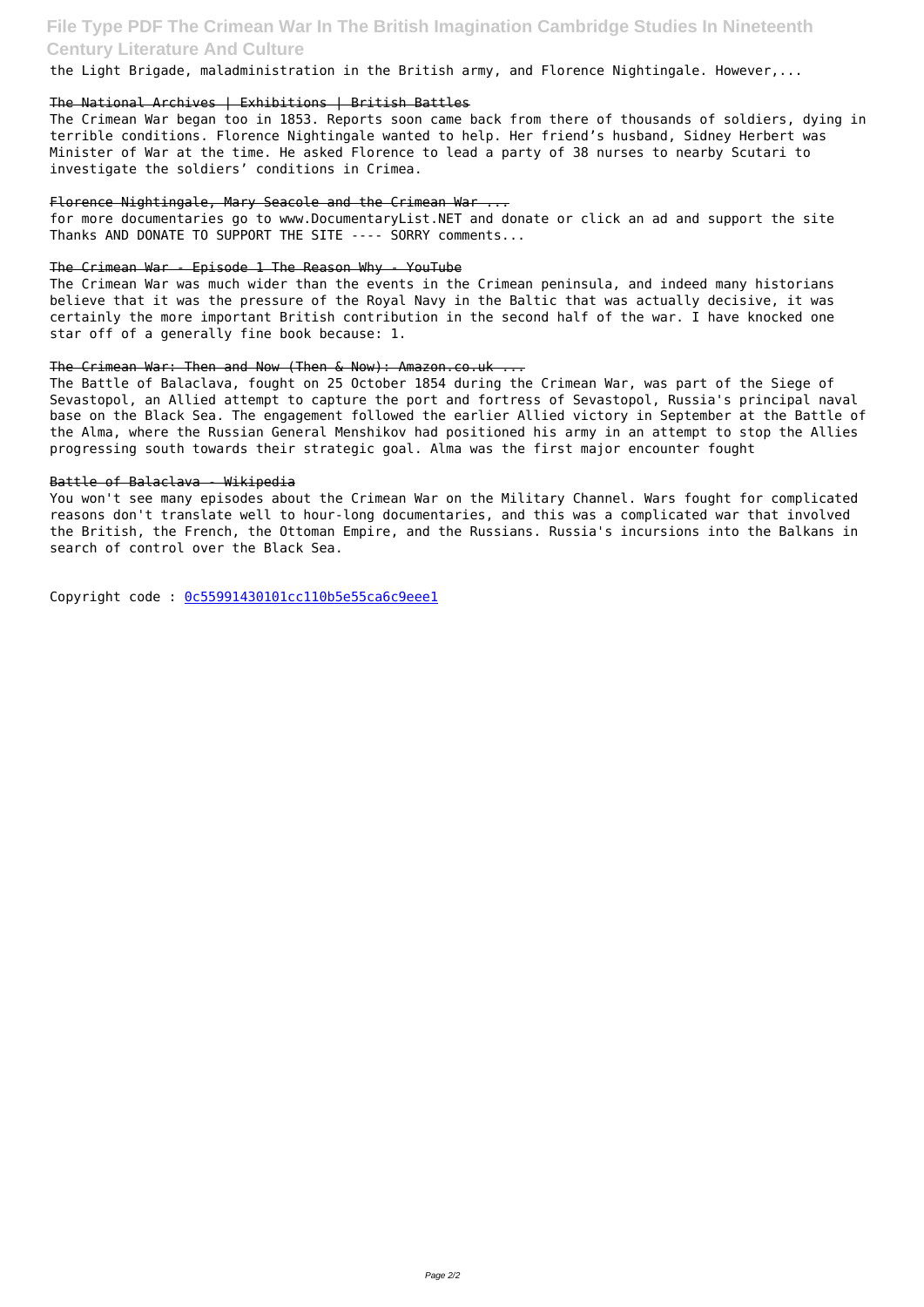the Light Brigade, maladministration in the British army, and Florence Nightingale. However,...

The National Archives | Exhibitions | British Battles

The Crimean War began too in 1853. Reports soon came back from there of thousands of soldiers, dying in terrible conditions. Florence Nightingale wanted to help. Her friend's husband, Sidney Herbert was Minister of War at the time. He asked Florence to lead a party of 38 nurses to nearby Scutari to investigate the soldiers' conditions in Crimea.

Florence Nightingale, Mary Seacole and the Crimean War ...

for more documentaries go to www.DocumentaryList.NET and donate or click an ad and support the site Thanks AND DONATE TO SUPPORT THE SITE ---- SORRY comments...

The Crimean War - Episode 1 The Reason Why - YouTube

The Crimean War was much wider than the events in the Crimean peninsula, and indeed many historians believe that it was the pressure of the Royal Navy in the Baltic that was actually decisive, it was certainly the more important British contribution in the second half of the war. I have knocked one star off of a generally fine book because: 1.

The Crimean War: Then and Now (Then & Now): Amazon.co.uk ...

The Battle of Balaclava, fought on 25 October 1854 during the Crimean War, was part of the Siege of Sevastopol, an Allied attempt to capture the port and fortress of Sevastopol, Russia's principal naval base on the Black Sea. The engagement followed the earlier Allied victory in September at the Battle of the Alma, where the Russian General Menshikov had positioned his army in an attempt to stop the Allies progressing south towards their strategic goal. Alma was the first major encounter fought

Battle of Balaclava - Wikipedia

You won't see many episodes about the Crimean War on the Military Channel. Wars fought for complicated reasons don't translate well to hour-long documentaries, and this was a complicated war that involved the British, the French, the Ottoman Empire, and the Russians. Russia's incursions into the Balkans in search of control over the Black Sea.

Copyright code : 0c55991430101cc110b5e55ca6c9eee1